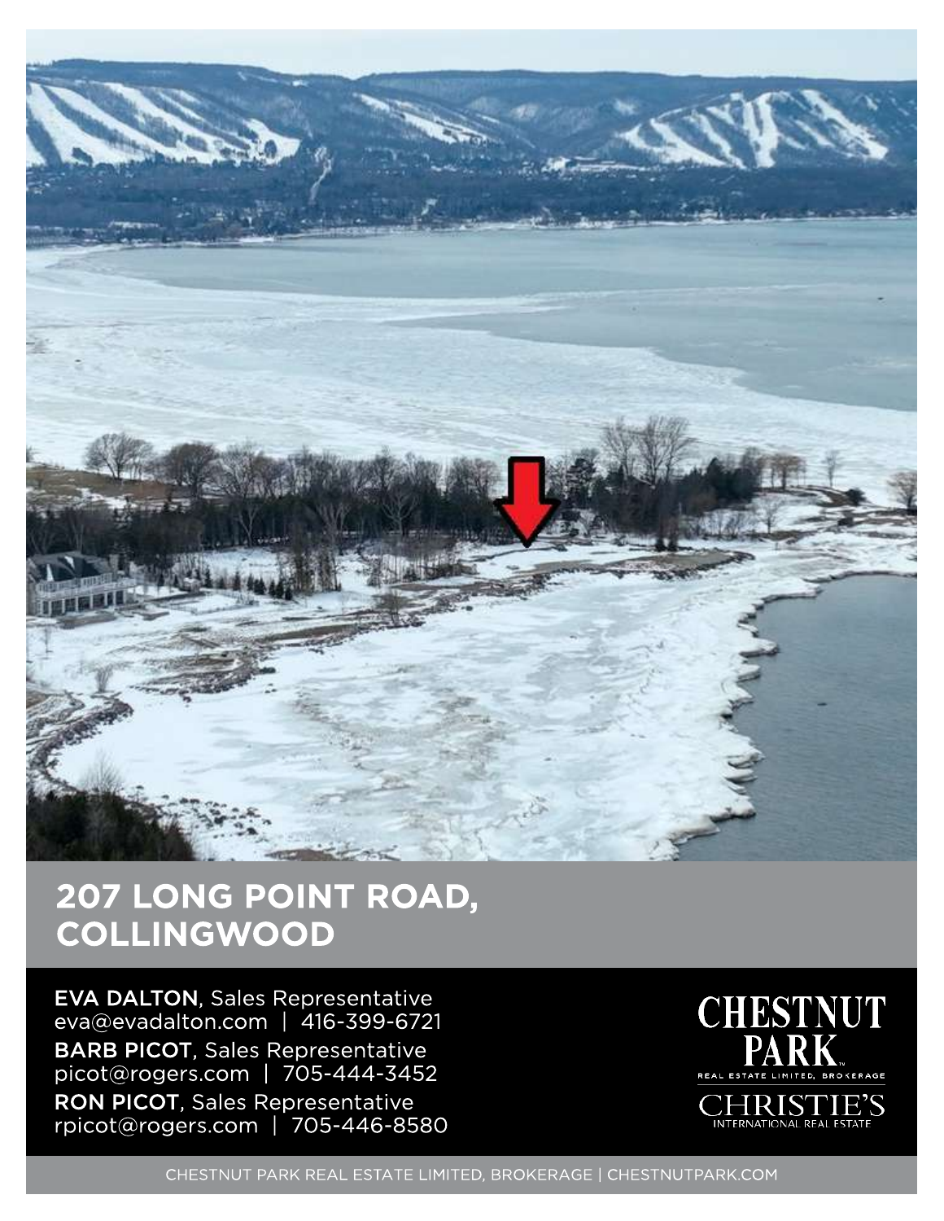# 207 LONG POINT ROAD, COLLINGWOOD

**EVA DALTON**, Sales Representative
eva@evadalton.com | 416-399-6721

**BARB PICOT**, Sales Representative
picot@rogers.com | 705-444-3452

**RON PICOT**, Sales Representative
rpicot@rogers.com | 705-446-8580

CHESTNUT PARK REAL ESTATE LIMITED, BROKERAGE

CHRISTIE'S INTERNATIONAL REAL ESTATE

CHESTNUT PARK REAL ESTATE LIMITED, BROKERAGE | CHESTNUTPARK.COM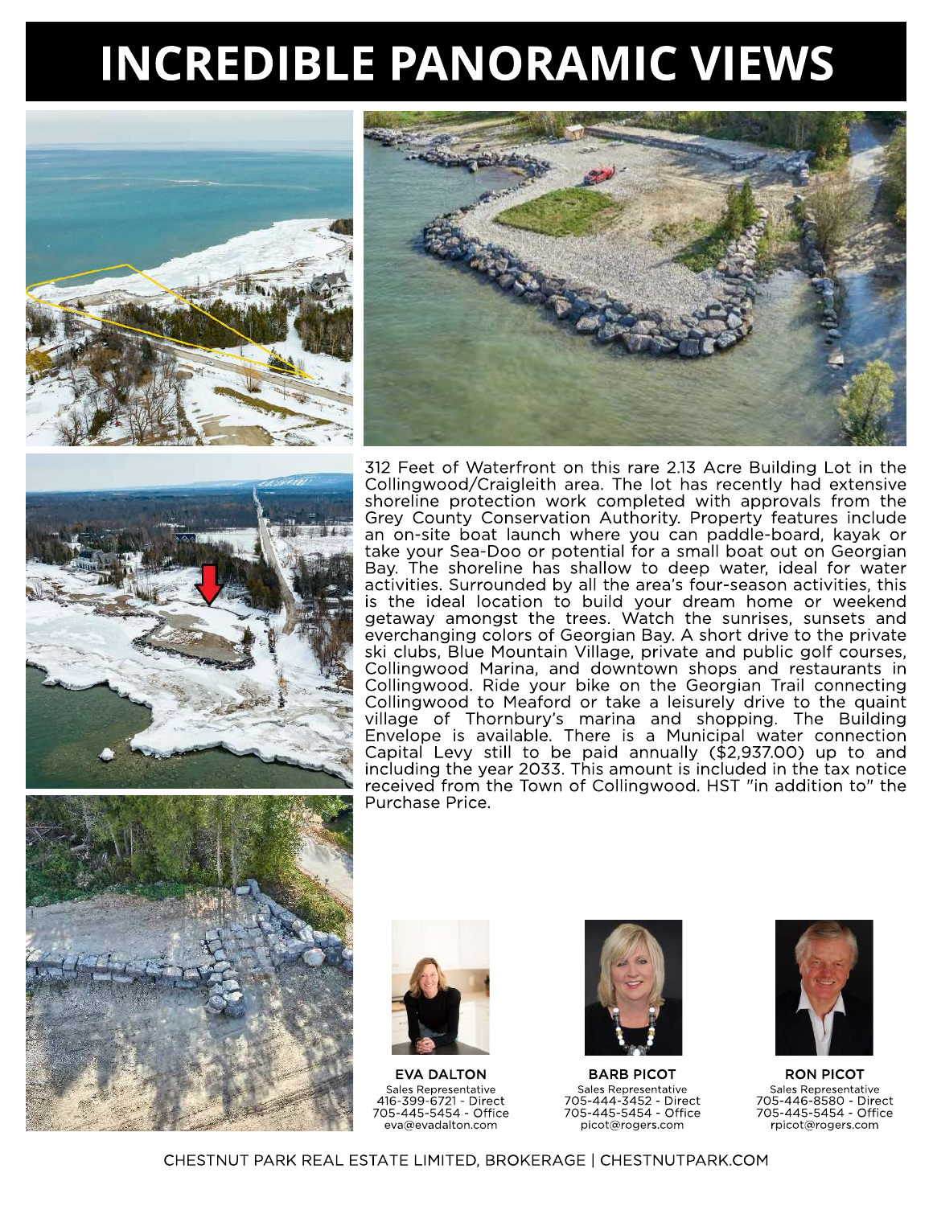# INCREDIBLE PANORAMIC VIEWS

312 Feet of Waterfront on this rare 2.13 Acre Building Lot in the Collingwood/Craigleith area. The lot has recently had extensive shoreline protection work completed with approvals from the Grey County Conservation Authority. Property features include an on-site boat launch where you can paddle-board, kayak or take your Sea-Doo or potential for a small boat out on Georgian Bay. The shoreline has shallow to deep water, ideal for water activities. Surrounded by all the area's four-season activities, this is the ideal location to build your dream home or weekend getaway amongst the trees. Watch the sunrises, sunsets and everchanging colors of Georgian Bay. A short drive to the private ski clubs, Blue Mountain Village, private and public golf courses, Collingwood Marina, and downtown shops and restaurants in Collingwood. Ride your bike on the Georgian Trail connecting Collingwood to Meaford or take a leisurely drive to the quaint village of Thornbury's marina and shopping. The Building Envelope is available. There is a Municipal water connection Capital Levy still to be paid annually ($2,937.00) up to and including the year 2033. This amount is included in the tax notice received from the Town of Collingwood. HST "in addition to" the Purchase Price.

**EVA DALTON**
Sales Representative
416-399-6721 - Direct
705-445-5454 - Office
eva@evadalton.com

**BARB PICOT**
Sales Representative
705-444-3452 - Direct
705-445-5454 - Office
picot@rogers.com

**RON PICOT**
Sales Representative
705-446-8580 - Direct
705-445-5454 - Office
rpicot@rogers.com

CHESTNUT PARK REAL ESTATE LIMITED, BROKERAGE | CHESTNUTPARK.COM